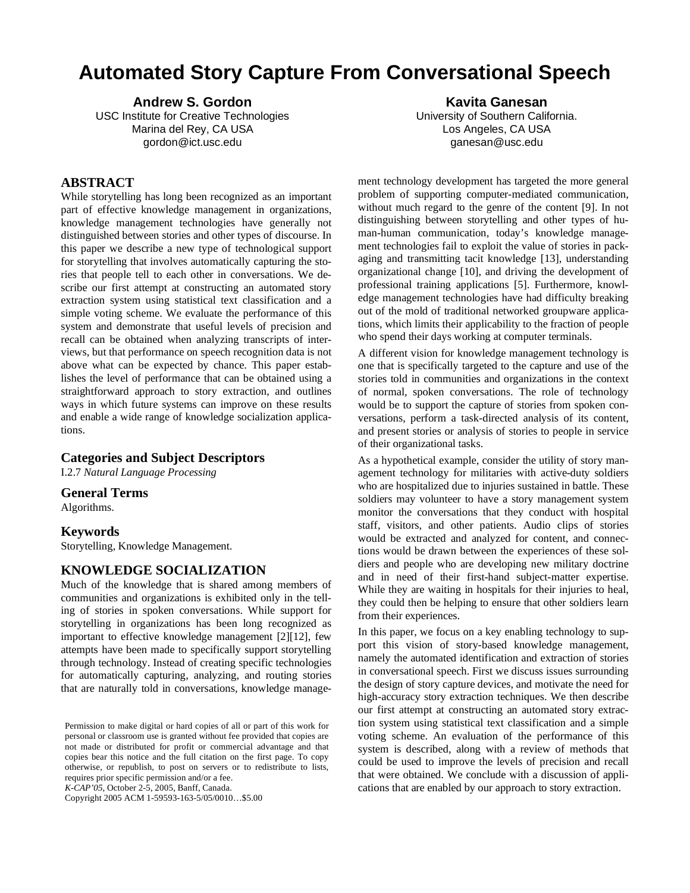# Automated Story Capture From Conversational Speech

**Andrew S. Gordon**
USC Institute for Creative Technologies
Marina del Rey, CA USA
gordon@ict.usc.edu

**Kavita Ganesan**
University of Southern California.
Los Angeles, CA USA
ganesan@usc.edu

## ABSTRACT

While storytelling has long been recognized as an important part of effective knowledge management in organizations, knowledge management technologies have generally not distinguished between stories and other types of discourse. In this paper we describe a new type of technological support for storytelling that involves automatically capturing the stories that people tell to each other in conversations. We describe our first attempt at constructing an automated story extraction system using statistical text classification and a simple voting scheme. We evaluate the performance of this system and demonstrate that useful levels of precision and recall can be obtained when analyzing transcripts of interviews, but that performance on speech recognition data is not above what can be expected by chance. This paper establishes the level of performance that can be obtained using a straightforward approach to story extraction, and outlines ways in which future systems can improve on these results and enable a wide range of knowledge socialization applications.

## Categories and Subject Descriptors

I.2.7 *Natural Language Processing*

## General Terms

Algorithms.

## Keywords

Storytelling, Knowledge Management.

## KNOWLEDGE SOCIALIZATION

Much of the knowledge that is shared among members of communities and organizations is exhibited only in the telling of stories in spoken conversations. While support for storytelling in organizations has been long recognized as important to effective knowledge management [2][12], few attempts have been made to specifically support storytelling through technology. Instead of creating specific technologies for automatically capturing, analyzing, and routing stories that are naturally told in conversations, knowledge management technology development has targeted the more general problem of supporting computer-mediated communication, without much regard to the genre of the content [9]. In not distinguishing between storytelling and other types of human-human communication, today's knowledge management technologies fail to exploit the value of stories in packaging and transmitting tacit knowledge [13], understanding organizational change [10], and driving the development of professional training applications [5]. Furthermore, knowledge management technologies have had difficulty breaking out of the mold of traditional networked groupware applications, which limits their applicability to the fraction of people who spend their days working at computer terminals.

A different vision for knowledge management technology is one that is specifically targeted to the capture and use of the stories told in communities and organizations in the context of normal, spoken conversations. The role of technology would be to support the capture of stories from spoken conversations, perform a task-directed analysis of its content, and present stories or analysis of stories to people in service of their organizational tasks.

As a hypothetical example, consider the utility of story management technology for militaries with active-duty soldiers who are hospitalized due to injuries sustained in battle. These soldiers may volunteer to have a story management system monitor the conversations that they conduct with hospital staff, visitors, and other patients. Audio clips of stories would be extracted and analyzed for content, and connections would be drawn between the experiences of these soldiers and people who are developing new military doctrine and in need of their first-hand subject-matter expertise. While they are waiting in hospitals for their injuries to heal, they could then be helping to ensure that other soldiers learn from their experiences.

In this paper, we focus on a key enabling technology to support this vision of story-based knowledge management, namely the automated identification and extraction of stories in conversational speech. First we discuss issues surrounding the design of story capture devices, and motivate the need for high-accuracy story extraction techniques. We then describe our first attempt at constructing an automated story extraction system using statistical text classification and a simple voting scheme. An evaluation of the performance of this system is described, along with a review of methods that could be used to improve the levels of precision and recall that were obtained. We conclude with a discussion of applications that are enabled by our approach to story extraction.

Permission to make digital or hard copies of all or part of this work for personal or classroom use is granted without fee provided that copies are not made or distributed for profit or commercial advantage and that copies bear this notice and the full citation on the first page. To copy otherwise, or republish, to post on servers or to redistribute to lists, requires prior specific permission and/or a fee.
*K-CAP'05*, October 2-5, 2005, Banff, Canada.
Copyright 2005 ACM 1-59593-163-5/05/0010…$5.00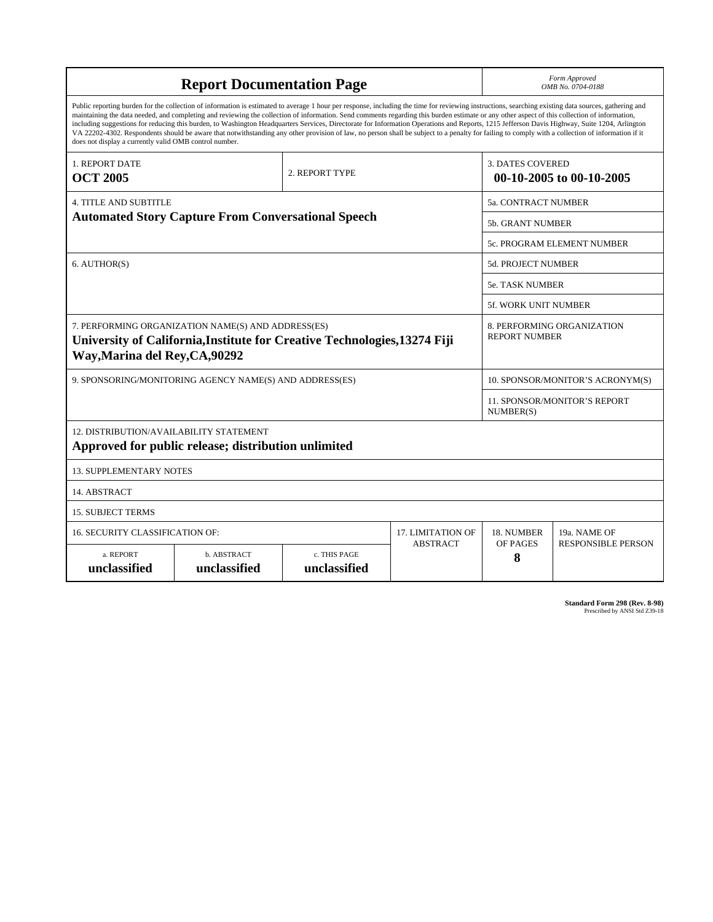# Report Documentation Page

*Form Approved*
*OMB No. 0704-0188*

Public reporting burden for the collection of information is estimated to average 1 hour per response, including the time for reviewing instructions, searching existing data sources, gathering and maintaining the data needed, and completing and reviewing the collection of information. Send comments regarding this burden estimate or any other aspect of this collection of information, including suggestions for reducing this burden, to Washington Headquarters Services, Directorate for Information Operations and Reports, 1215 Jefferson Davis Highway, Suite 1204, Arlington VA 22202-4302. Respondents should be aware that notwithstanding any other provision of law, no person shall be subject to a penalty for failing to comply with a collection of information if it does not display a currently valid OMB control number.

| 1. REPORT DATE | 2. REPORT TYPE | 3. DATES COVERED |
|---|---|---|
| **OCT 2005** | | **00-10-2005 to 00-10-2005** |

| 4. TITLE AND SUBTITLE | |
|---|---|
| **Automated Story Capture From Conversational Speech** | 5a. CONTRACT NUMBER |
| | 5b. GRANT NUMBER |
| | 5c. PROGRAM ELEMENT NUMBER |
| 6. AUTHOR(S) | 5d. PROJECT NUMBER |
| | 5e. TASK NUMBER |
| | 5f. WORK UNIT NUMBER |
| 7. PERFORMING ORGANIZATION NAME(S) AND ADDRESS(ES) **University of California,Institute for Creative Technologies,13274 Fiji Way,Marina del Rey,CA,90292** | 8. PERFORMING ORGANIZATION REPORT NUMBER |
| 9. SPONSORING/MONITORING AGENCY NAME(S) AND ADDRESS(ES) | 10. SPONSOR/MONITOR'S ACRONYM(S) |
| | 11. SPONSOR/MONITOR'S REPORT NUMBER(S) |

12. DISTRIBUTION/AVAILABILITY STATEMENT

**Approved for public release; distribution unlimited**

13. SUPPLEMENTARY NOTES

14. ABSTRACT

15. SUBJECT TERMS

| 16. SECURITY CLASSIFICATION OF: | | | 17. LIMITATION OF ABSTRACT | 18. NUMBER OF PAGES | 19a. NAME OF RESPONSIBLE PERSON |
|---|---|---|---|---|---|
| a. REPORT | b. ABSTRACT | c. THIS PAGE | | | |
| **unclassified** | **unclassified** | **unclassified** | | **8** | |

**Standard Form 298 (Rev. 8-98)**
Prescribed by ANSI Std Z39-18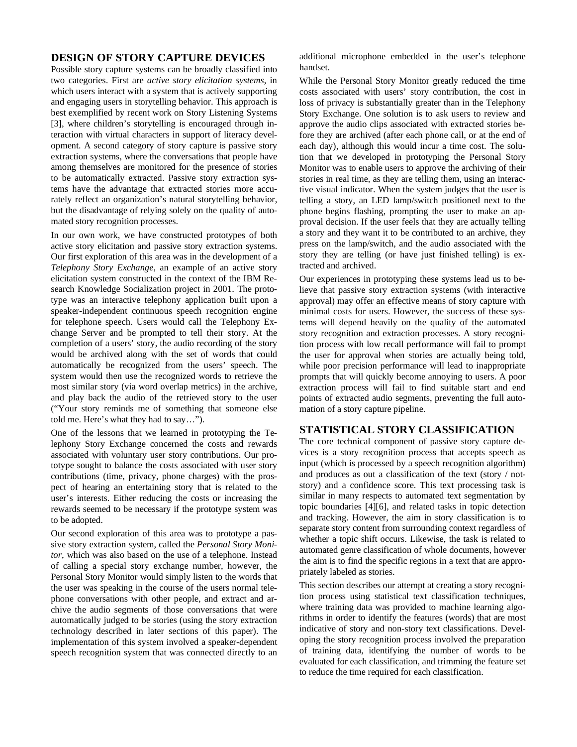## DESIGN OF STORY CAPTURE DEVICES

Possible story capture systems can be broadly classified into two categories. First are *active story elicitation systems*, in which users interact with a system that is actively supporting and engaging users in storytelling behavior. This approach is best exemplified by recent work on Story Listening Systems [3], where children's storytelling is encouraged through interaction with virtual characters in support of literacy development. A second category of story capture is passive story extraction systems, where the conversations that people have among themselves are monitored for the presence of stories to be automatically extracted. Passive story extraction systems have the advantage that extracted stories more accurately reflect an organization's natural storytelling behavior, but the disadvantage of relying solely on the quality of automated story recognition processes.

In our own work, we have constructed prototypes of both active story elicitation and passive story extraction systems. Our first exploration of this area was in the development of a *Telephony Story Exchange*, an example of an active story elicitation system constructed in the context of the IBM Research Knowledge Socialization project in 2001. The prototype was an interactive telephony application built upon a speaker-independent continuous speech recognition engine for telephone speech. Users would call the Telephony Exchange Server and be prompted to tell their story. At the completion of a users' story, the audio recording of the story would be archived along with the set of words that could automatically be recognized from the users' speech. The system would then use the recognized words to retrieve the most similar story (via word overlap metrics) in the archive, and play back the audio of the retrieved story to the user ("Your story reminds me of something that someone else told me. Here's what they had to say…").

One of the lessons that we learned in prototyping the Telephony Story Exchange concerned the costs and rewards associated with voluntary user story contributions. Our prototype sought to balance the costs associated with user story contributions (time, privacy, phone charges) with the prospect of hearing an entertaining story that is related to the user's interests. Either reducing the costs or increasing the rewards seemed to be necessary if the prototype system was to be adopted.

Our second exploration of this area was to prototype a passive story extraction system, called the *Personal Story Monitor*, which was also based on the use of a telephone. Instead of calling a special story exchange number, however, the Personal Story Monitor would simply listen to the words that the user was speaking in the course of the users normal telephone conversations with other people, and extract and archive the audio segments of those conversations that were automatically judged to be stories (using the story extraction technology described in later sections of this paper). The implementation of this system involved a speaker-dependent speech recognition system that was connected directly to an additional microphone embedded in the user's telephone handset.

While the Personal Story Monitor greatly reduced the time costs associated with users' story contribution, the cost in loss of privacy is substantially greater than in the Telephony Story Exchange. One solution is to ask users to review and approve the audio clips associated with extracted stories before they are archived (after each phone call, or at the end of each day), although this would incur a time cost. The solution that we developed in prototyping the Personal Story Monitor was to enable users to approve the archiving of their stories in real time, as they are telling them, using an interactive visual indicator. When the system judges that the user is telling a story, an LED lamp/switch positioned next to the phone begins flashing, prompting the user to make an approval decision. If the user feels that they are actually telling a story and they want it to be contributed to an archive, they press on the lamp/switch, and the audio associated with the story they are telling (or have just finished telling) is extracted and archived.

Our experiences in prototyping these systems lead us to believe that passive story extraction systems (with interactive approval) may offer an effective means of story capture with minimal costs for users. However, the success of these systems will depend heavily on the quality of the automated story recognition and extraction processes. A story recognition process with low recall performance will fail to prompt the user for approval when stories are actually being told, while poor precision performance will lead to inappropriate prompts that will quickly become annoying to users. A poor extraction process will fail to find suitable start and end points of extracted audio segments, preventing the full automation of a story capture pipeline.

## STATISTICAL STORY CLASSIFICATION

The core technical component of passive story capture devices is a story recognition process that accepts speech as input (which is processed by a speech recognition algorithm) and produces as out a classification of the text (story / not-story) and a confidence score. This text processing task is similar in many respects to automated text segmentation by topic boundaries [4][6], and related tasks in topic detection and tracking. However, the aim in story classification is to separate story content from surrounding context regardless of whether a topic shift occurs. Likewise, the task is related to automated genre classification of whole documents, however the aim is to find the specific regions in a text that are appropriately labeled as stories.

This section describes our attempt at creating a story recognition process using statistical text classification techniques, where training data was provided to machine learning algorithms in order to identify the features (words) that are most indicative of story and non-story text classifications. Developing the story recognition process involved the preparation of training data, identifying the number of words to be evaluated for each classification, and trimming the feature set to reduce the time required for each classification.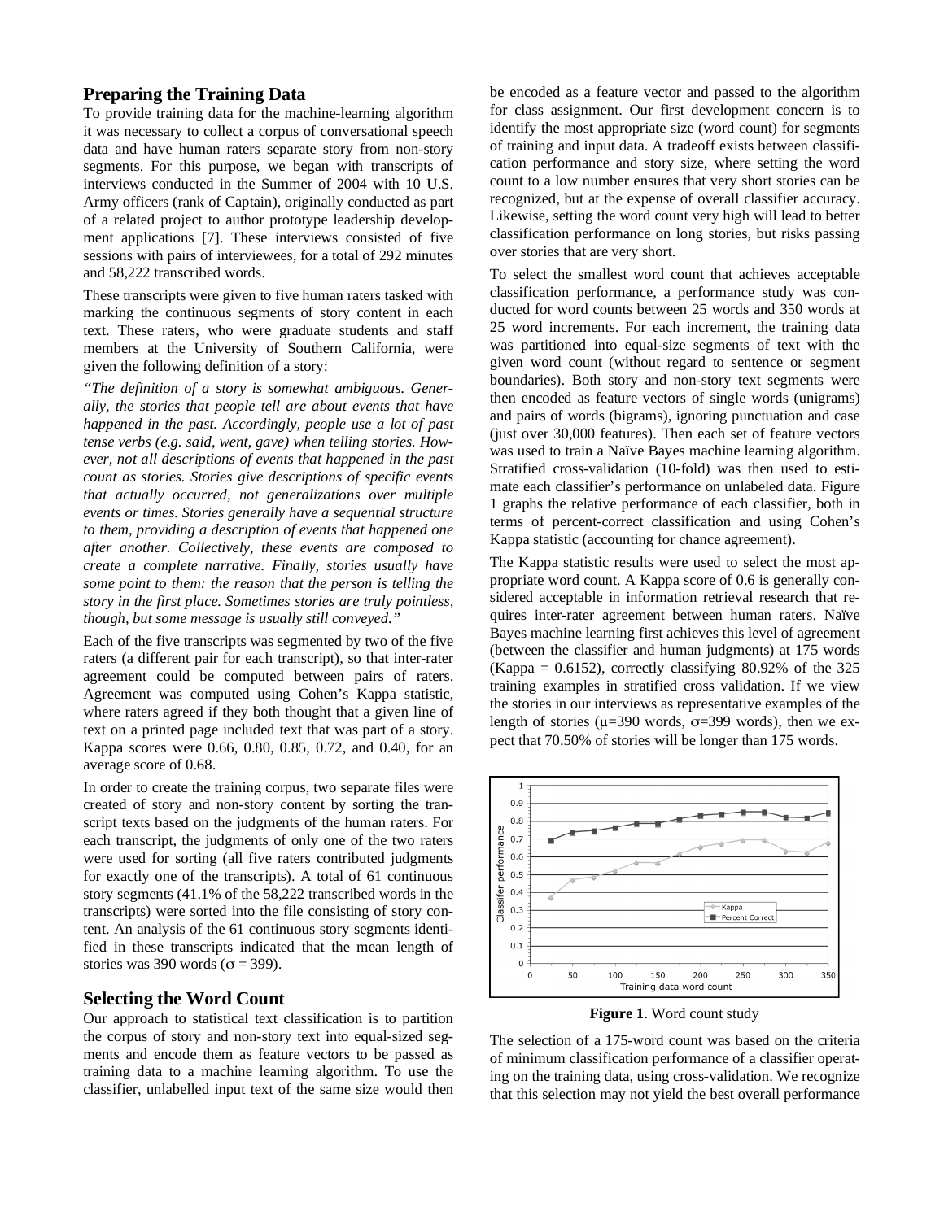## Preparing the Training Data

To provide training data for the machine-learning algorithm it was necessary to collect a corpus of conversational speech data and have human raters separate story from non-story segments. For this purpose, we began with transcripts of interviews conducted in the Summer of 2004 with 10 U.S. Army officers (rank of Captain), originally conducted as part of a related project to author prototype leadership development applications [7]. These interviews consisted of five sessions with pairs of interviewees, for a total of 292 minutes and 58,222 transcribed words.

These transcripts were given to five human raters tasked with marking the continuous segments of story content in each text. These raters, who were graduate students and staff members at the University of Southern California, were given the following definition of a story:

*"The definition of a story is somewhat ambiguous. Generally, the stories that people tell are about events that have happened in the past. Accordingly, people use a lot of past tense verbs (e.g. said, went, gave) when telling stories. However, not all descriptions of events that happened in the past count as stories. Stories give descriptions of specific events that actually occurred, not generalizations over multiple events or times. Stories generally have a sequential structure to them, providing a description of events that happened one after another. Collectively, these events are composed to create a complete narrative. Finally, stories usually have some point to them: the reason that the person is telling the story in the first place. Sometimes stories are truly pointless, though, but some message is usually still conveyed."*

Each of the five transcripts was segmented by two of the five raters (a different pair for each transcript), so that inter-rater agreement could be computed between pairs of raters. Agreement was computed using Cohen's Kappa statistic, where raters agreed if they both thought that a given line of text on a printed page included text that was part of a story. Kappa scores were 0.66, 0.80, 0.85, 0.72, and 0.40, for an average score of 0.68.

In order to create the training corpus, two separate files were created of story and non-story content by sorting the transcript texts based on the judgments of the human raters. For each transcript, the judgments of only one of the two raters were used for sorting (all five raters contributed judgments for exactly one of the transcripts). A total of 61 continuous story segments (41.1% of the 58,222 transcribed words in the transcripts) were sorted into the file consisting of story content. An analysis of the 61 continuous story segments identified in these transcripts indicated that the mean length of stories was 390 words ($\sigma = 399$).

## Selecting the Word Count

Our approach to statistical text classification is to partition the corpus of story and non-story text into equal-sized segments and encode them as feature vectors to be passed as training data to a machine learning algorithm. To use the classifier, unlabelled input text of the same size would then be encoded as a feature vector and passed to the algorithm for class assignment. Our first development concern is to identify the most appropriate size (word count) for segments of training and input data. A tradeoff exists between classification performance and story size, where setting the word count to a low number ensures that very short stories can be recognized, but at the expense of overall classifier accuracy. Likewise, setting the word count very high will lead to better classification performance on long stories, but risks passing over stories that are very short.

To select the smallest word count that achieves acceptable classification performance, a performance study was conducted for word counts between 25 words and 350 words at 25 word increments. For each increment, the training data was partitioned into equal-size segments of text with the given word count (without regard to sentence or segment boundaries). Both story and non-story text segments were then encoded as feature vectors of single words (unigrams) and pairs of words (bigrams), ignoring punctuation and case (just over 30,000 features). Then each set of feature vectors was used to train a Naïve Bayes machine learning algorithm. Stratified cross-validation (10-fold) was then used to estimate each classifier's performance on unlabeled data. Figure 1 graphs the relative performance of each classifier, both in terms of percent-correct classification and using Cohen's Kappa statistic (accounting for chance agreement).

The Kappa statistic results were used to select the most appropriate word count. A Kappa score of 0.6 is generally considered acceptable in information retrieval research that requires inter-rater agreement between human raters. Naïve Bayes machine learning first achieves this level of agreement (between the classifier and human judgments) at 175 words (Kappa = 0.6152), correctly classifying 80.92% of the 325 training examples in stratified cross validation. If we view the stories in our interviews as representative examples of the length of stories ($\mu$=390 words, $\sigma$=399 words), then we expect that 70.50% of stories will be longer than 175 words.

**Figure 1**. Word count study

The selection of a 175-word count was based on the criteria of minimum classification performance of a classifier operating on the training data, using cross-validation. We recognize that this selection may not yield the best overall performance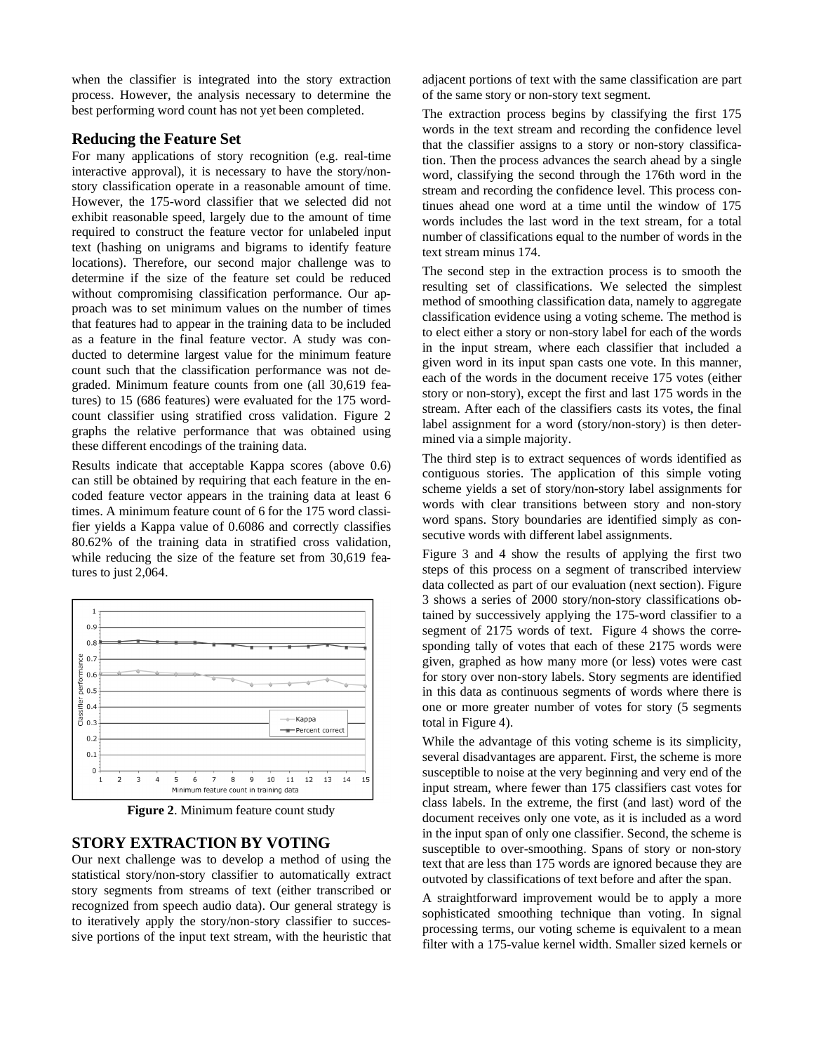when the classifier is integrated into the story extraction process. However, the analysis necessary to determine the best performing word count has not yet been completed.

## Reducing the Feature Set

For many applications of story recognition (e.g. real-time interactive approval), it is necessary to have the story/non-story classification operate in a reasonable amount of time. However, the 175-word classifier that we selected did not exhibit reasonable speed, largely due to the amount of time required to construct the feature vector for unlabeled input text (hashing on unigrams and bigrams to identify feature locations). Therefore, our second major challenge was to determine if the size of the feature set could be reduced without compromising classification performance. Our approach was to set minimum values on the number of times that features had to appear in the training data to be included as a feature in the final feature vector. A study was conducted to determine largest value for the minimum feature count such that the classification performance was not degraded. Minimum feature counts from one (all 30,619 features) to 15 (686 features) were evaluated for the 175 word-count classifier using stratified cross validation. Figure 2 graphs the relative performance that was obtained using these different encodings of the training data.

Results indicate that acceptable Kappa scores (above 0.6) can still be obtained by requiring that each feature in the encoded feature vector appears in the training data at least 6 times. A minimum feature count of 6 for the 175 word classifier yields a Kappa value of 0.6086 and correctly classifies 80.62% of the training data in stratified cross validation, while reducing the size of the feature set from 30,619 features to just 2,064.

**Figure 2**. Minimum feature count study

## STORY EXTRACTION BY VOTING

Our next challenge was to develop a method of using the statistical story/non-story classifier to automatically extract story segments from streams of text (either transcribed or recognized from speech audio data). Our general strategy is to iteratively apply the story/non-story classifier to successive portions of the input text stream, with the heuristic that adjacent portions of text with the same classification are part of the same story or non-story text segment.

The extraction process begins by classifying the first 175 words in the text stream and recording the confidence level that the classifier assigns to a story or non-story classification. Then the process advances the search ahead by a single word, classifying the second through the 176th word in the stream and recording the confidence level. This process continues ahead one word at a time until the window of 175 words includes the last word in the text stream, for a total number of classifications equal to the number of words in the text stream minus 174.

The second step in the extraction process is to smooth the resulting set of classifications. We selected the simplest method of smoothing classification data, namely to aggregate classification evidence using a voting scheme. The method is to elect either a story or non-story label for each of the words in the input stream, where each classifier that included a given word in its input span casts one vote. In this manner, each of the words in the document receive 175 votes (either story or non-story), except the first and last 175 words in the stream. After each of the classifiers casts its votes, the final label assignment for a word (story/non-story) is then determined via a simple majority.

The third step is to extract sequences of words identified as contiguous stories. The application of this simple voting scheme yields a set of story/non-story label assignments for words with clear transitions between story and non-story word spans. Story boundaries are identified simply as consecutive words with different label assignments.

Figure 3 and 4 show the results of applying the first two steps of this process on a segment of transcribed interview data collected as part of our evaluation (next section). Figure 3 shows a series of 2000 story/non-story classifications obtained by successively applying the 175-word classifier to a segment of 2175 words of text. Figure 4 shows the corresponding tally of votes that each of these 2175 words were given, graphed as how many more (or less) votes were cast for story over non-story labels. Story segments are identified in this data as continuous segments of words where there is one or more greater number of votes for story (5 segments total in Figure 4).

While the advantage of this voting scheme is its simplicity, several disadvantages are apparent. First, the scheme is more susceptible to noise at the very beginning and very end of the input stream, where fewer than 175 classifiers cast votes for class labels. In the extreme, the first (and last) word of the document receives only one vote, as it is included as a word in the input span of only one classifier. Second, the scheme is susceptible to over-smoothing. Spans of story or non-story text that are less than 175 words are ignored because they are outvoted by classifications of text before and after the span.

A straightforward improvement would be to apply a more sophisticated smoothing technique than voting. In signal processing terms, our voting scheme is equivalent to a mean filter with a 175-value kernel width. Smaller sized kernels or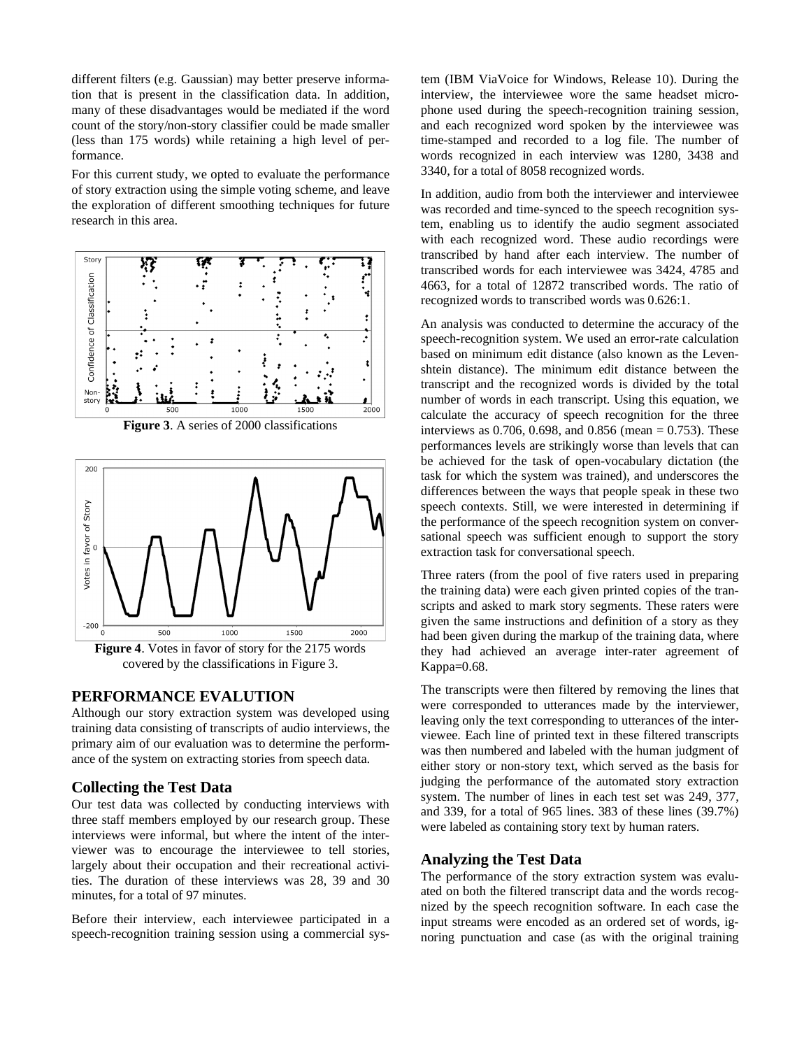different filters (e.g. Gaussian) may better preserve information that is present in the classification data. In addition, many of these disadvantages would be mediated if the word count of the story/non-story classifier could be made smaller (less than 175 words) while retaining a high level of performance.

For this current study, we opted to evaluate the performance of story extraction using the simple voting scheme, and leave the exploration of different smoothing techniques for future research in this area.

**Figure 3**. A series of 2000 classifications

**Figure 4**. Votes in favor of story for the 2175 words covered by the classifications in Figure 3.

## PERFORMANCE EVALUTION

Although our story extraction system was developed using training data consisting of transcripts of audio interviews, the primary aim of our evaluation was to determine the performance of the system on extracting stories from speech data.

### Collecting the Test Data

Our test data was collected by conducting interviews with three staff members employed by our research group. These interviews were informal, but where the intent of the interviewer was to encourage the interviewee to tell stories, largely about their occupation and their recreational activities. The duration of these interviews was 28, 39 and 30 minutes, for a total of 97 minutes.

Before their interview, each interviewee participated in a speech-recognition training session using a commercial system (IBM ViaVoice for Windows, Release 10). During the interview, the interviewee wore the same headset microphone used during the speech-recognition training session, and each recognized word spoken by the interviewee was time-stamped and recorded to a log file. The number of words recognized in each interview was 1280, 3438 and 3340, for a total of 8058 recognized words.

In addition, audio from both the interviewer and interviewee was recorded and time-synced to the speech recognition system, enabling us to identify the audio segment associated with each recognized word. These audio recordings were transcribed by hand after each interview. The number of transcribed words for each interviewee was 3424, 4785 and 4663, for a total of 12872 transcribed words. The ratio of recognized words to transcribed words was 0.626:1.

An analysis was conducted to determine the accuracy of the speech-recognition system. We used an error-rate calculation based on minimum edit distance (also known as the Levenshtein distance). The minimum edit distance between the transcript and the recognized words is divided by the total number of words in each transcript. Using this equation, we calculate the accuracy of speech recognition for the three interviews as 0.706, 0.698, and 0.856 (mean = 0.753). These performances levels are strikingly worse than levels that can be achieved for the task of open-vocabulary dictation (the task for which the system was trained), and underscores the differences between the ways that people speak in these two speech contexts. Still, we were interested in determining if the performance of the speech recognition system on conversational speech was sufficient enough to support the story extraction task for conversational speech.

Three raters (from the pool of five raters used in preparing the training data) were each given printed copies of the transcripts and asked to mark story segments. These raters were given the same instructions and definition of a story as they had been given during the markup of the training data, where they had achieved an average inter-rater agreement of Kappa=0.68.

The transcripts were then filtered by removing the lines that were corresponded to utterances made by the interviewer, leaving only the text corresponding to utterances of the interviewee. Each line of printed text in these filtered transcripts was then numbered and labeled with the human judgment of either story or non-story text, which served as the basis for judging the performance of the automated story extraction system. The number of lines in each test set was 249, 377, and 339, for a total of 965 lines. 383 of these lines (39.7%) were labeled as containing story text by human raters.

### Analyzing the Test Data

The performance of the story extraction system was evaluated on both the filtered transcript data and the words recognized by the speech recognition software. In each case the input streams were encoded as an ordered set of words, ignoring punctuation and case (as with the original training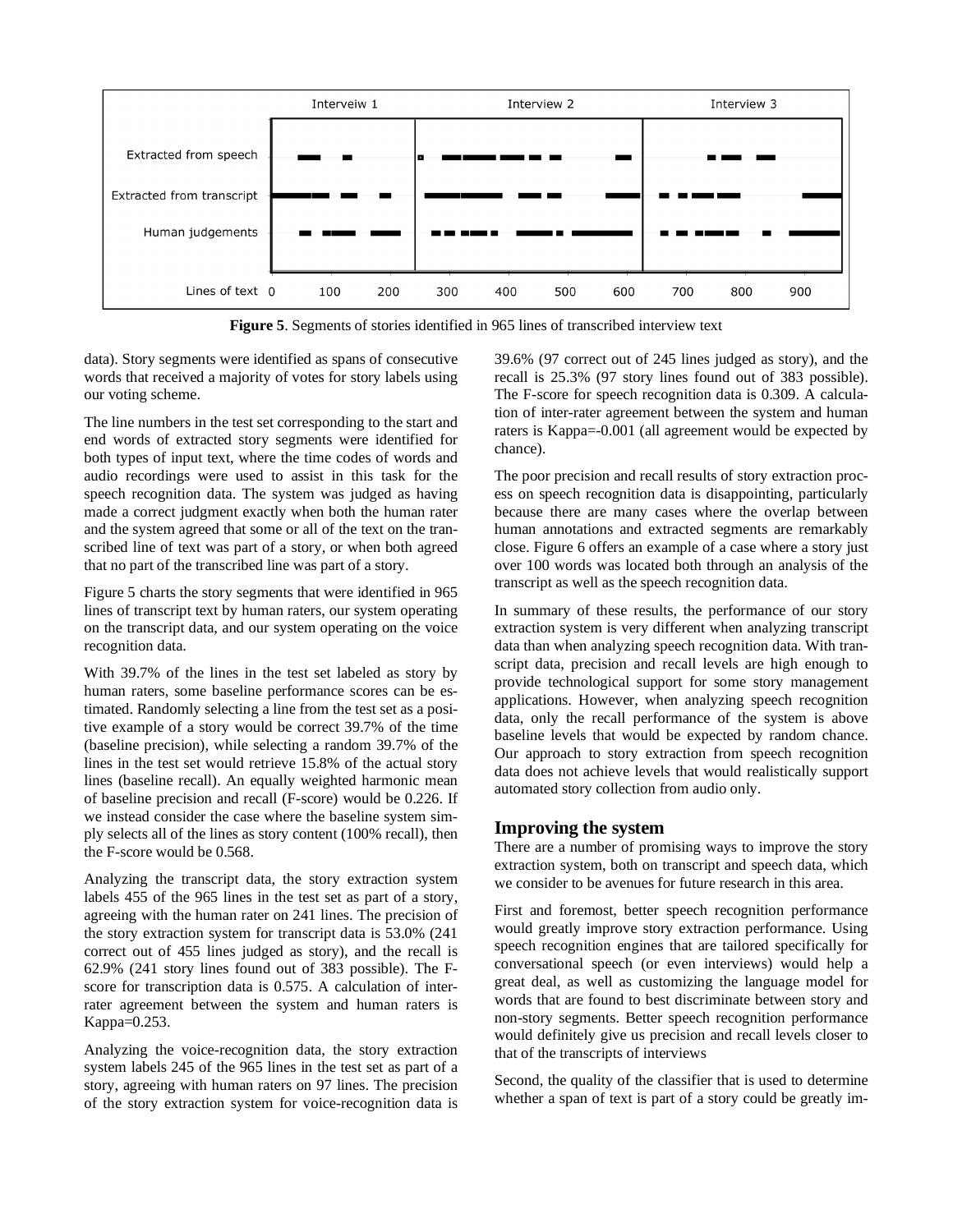**Figure 5**. Segments of stories identified in 965 lines of transcribed interview text

data). Story segments were identified as spans of consecutive words that received a majority of votes for story labels using our voting scheme.

The line numbers in the test set corresponding to the start and end words of extracted story segments were identified for both types of input text, where the time codes of words and audio recordings were used to assist in this task for the speech recognition data. The system was judged as having made a correct judgment exactly when both the human rater and the system agreed that some or all of the text on the transcribed line of text was part of a story, or when both agreed that no part of the transcribed line was part of a story.

Figure 5 charts the story segments that were identified in 965 lines of transcript text by human raters, our system operating on the transcript data, and our system operating on the voice recognition data.

With 39.7% of the lines in the test set labeled as story by human raters, some baseline performance scores can be estimated. Randomly selecting a line from the test set as a positive example of a story would be correct 39.7% of the time (baseline precision), while selecting a random 39.7% of the lines in the test set would retrieve 15.8% of the actual story lines (baseline recall). An equally weighted harmonic mean of baseline precision and recall (F-score) would be 0.226. If we instead consider the case where the baseline system simply selects all of the lines as story content (100% recall), then the F-score would be 0.568.

Analyzing the transcript data, the story extraction system labels 455 of the 965 lines in the test set as part of a story, agreeing with the human rater on 241 lines. The precision of the story extraction system for transcript data is 53.0% (241 correct out of 455 lines judged as story), and the recall is 62.9% (241 story lines found out of 383 possible). The F-score for transcription data is 0.575. A calculation of inter-rater agreement between the system and human raters is Kappa=0.253.

Analyzing the voice-recognition data, the story extraction system labels 245 of the 965 lines in the test set as part of a story, agreeing with human raters on 97 lines. The precision of the story extraction system for voice-recognition data is 39.6% (97 correct out of 245 lines judged as story), and the recall is 25.3% (97 story lines found out of 383 possible). The F-score for speech recognition data is 0.309. A calculation of inter-rater agreement between the system and human raters is Kappa=-0.001 (all agreement would be expected by chance).

The poor precision and recall results of story extraction process on speech recognition data is disappointing, particularly because there are many cases where the overlap between human annotations and extracted segments are remarkably close. Figure 6 offers an example of a case where a story just over 100 words was located both through an analysis of the transcript as well as the speech recognition data.

In summary of these results, the performance of our story extraction system is very different when analyzing transcript data than when analyzing speech recognition data. With transcript data, precision and recall levels are high enough to provide technological support for some story management applications. However, when analyzing speech recognition data, only the recall performance of the system is above baseline levels that would be expected by random chance. Our approach to story extraction from speech recognition data does not achieve levels that would realistically support automated story collection from audio only.

## Improving the system

There are a number of promising ways to improve the story extraction system, both on transcript and speech data, which we consider to be avenues for future research in this area.

First and foremost, better speech recognition performance would greatly improve story extraction performance. Using speech recognition engines that are tailored specifically for conversational speech (or even interviews) would help a great deal, as well as customizing the language model for words that are found to best discriminate between story and non-story segments. Better speech recognition performance would definitely give us precision and recall levels closer to that of the transcripts of interviews

Second, the quality of the classifier that is used to determine whether a span of text is part of a story could be greatly im-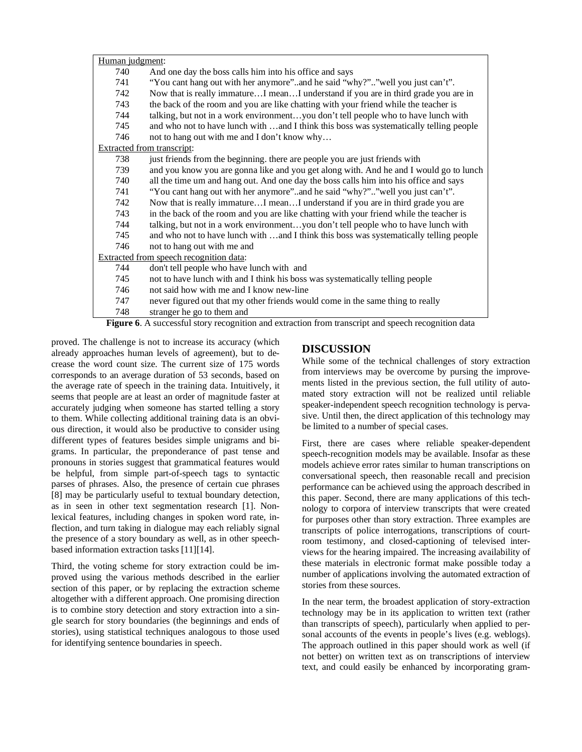| Human judgment: | |
|---|---|
| 740 | And one day the boss calls him into his office and says |
| 741 | "You cant hang out with her anymore"..and he said "why?".."well you just can't". |
| 742 | Now that is really immature…I mean…I understand if you are in third grade you are in |
| 743 | the back of the room and you are like chatting with your friend while the teacher is |
| 744 | talking, but not in a work environment…you don't tell people who to have lunch with |
| 745 | and who not to have lunch with …and I think this boss was systematically telling people |
| 746 | not to hang out with me and I don't know why… |
| Extracted from transcript: | |
| 738 | just friends from the beginning. there are people you are just friends with |
| 739 | and you know you are gonna like and you get along with. And he and I would go to lunch |
| 740 | all the time um and hang out. And one day the boss calls him into his office and says |
| 741 | "You cant hang out with her anymore"..and he said "why?".."well you just can't". |
| 742 | Now that is really immature…I mean…I understand if you are in third grade you are |
| 743 | in the back of the room and you are like chatting with your friend while the teacher is |
| 744 | talking, but not in a work environment…you don't tell people who to have lunch with |
| 745 | and who not to have lunch with …and I think this boss was systematically telling people |
| 746 | not to hang out with me and |
| Extracted from speech recognition data: | |
| 744 | don't tell people who have lunch with and |
| 745 | not to have lunch with and I think his boss was systematically telling people |
| 746 | not said how with me and I know new-line |
| 747 | never figured out that my other friends would come in the same thing to really |
| 748 | stranger he go to them and |

**Figure 6**. A successful story recognition and extraction from transcript and speech recognition data

proved. The challenge is not to increase its accuracy (which already approaches human levels of agreement), but to decrease the word count size. The current size of 175 words corresponds to an average duration of 53 seconds, based on the average rate of speech in the training data. Intuitively, it seems that people are at least an order of magnitude faster at accurately judging when someone has started telling a story to them. While collecting additional training data is an obvious direction, it would also be productive to consider using different types of features besides simple unigrams and bigrams. In particular, the preponderance of past tense and pronouns in stories suggest that grammatical features would be helpful, from simple part-of-speech tags to syntactic parses of phrases. Also, the presence of certain cue phrases [8] may be particularly useful to textual boundary detection, as in seen in other text segmentation research [1]. Non-lexical features, including changes in spoken word rate, inflection, and turn taking in dialogue may each reliably signal the presence of a story boundary as well, as in other speech-based information extraction tasks [11][14].

Third, the voting scheme for story extraction could be improved using the various methods described in the earlier section of this paper, or by replacing the extraction scheme altogether with a different approach. One promising direction is to combine story detection and story extraction into a single search for story boundaries (the beginnings and ends of stories), using statistical techniques analogous to those used for identifying sentence boundaries in speech.

## DISCUSSION

While some of the technical challenges of story extraction from interviews may be overcome by pursing the improvements listed in the previous section, the full utility of automated story extraction will not be realized until reliable speaker-independent speech recognition technology is pervasive. Until then, the direct application of this technology may be limited to a number of special cases.

First, there are cases where reliable speaker-dependent speech-recognition models may be available. Insofar as these models achieve error rates similar to human transcriptions on conversational speech, then reasonable recall and precision performance can be achieved using the approach described in this paper. Second, there are many applications of this technology to corpora of interview transcripts that were created for purposes other than story extraction. Three examples are transcripts of police interrogations, transcriptions of courtroom testimony, and closed-captioning of televised interviews for the hearing impaired. The increasing availability of these materials in electronic format make possible today a number of applications involving the automated extraction of stories from these sources.

In the near term, the broadest application of story-extraction technology may be in its application to written text (rather than transcripts of speech), particularly when applied to personal accounts of the events in people's lives (e.g. weblogs). The approach outlined in this paper should work as well (if not better) on written text as on transcriptions of interview text, and could easily be enhanced by incorporating gram-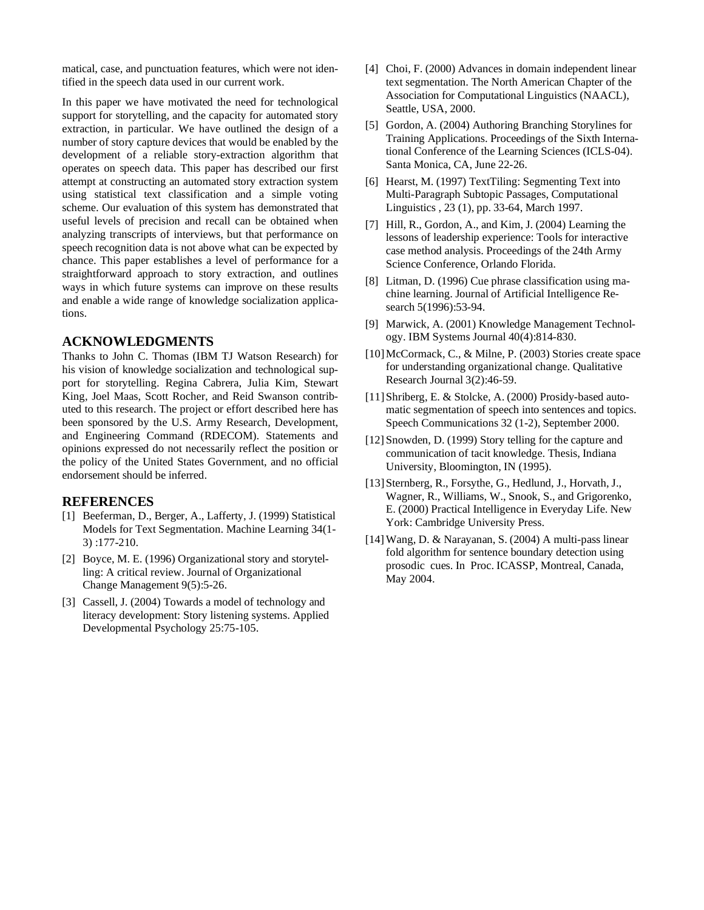matical, case, and punctuation features, which were not identified in the speech data used in our current work.

In this paper we have motivated the need for technological support for storytelling, and the capacity for automated story extraction, in particular. We have outlined the design of a number of story capture devices that would be enabled by the development of a reliable story-extraction algorithm that operates on speech data. This paper has described our first attempt at constructing an automated story extraction system using statistical text classification and a simple voting scheme. Our evaluation of this system has demonstrated that useful levels of precision and recall can be obtained when analyzing transcripts of interviews, but that performance on speech recognition data is not above what can be expected by chance. This paper establishes a level of performance for a straightforward approach to story extraction, and outlines ways in which future systems can improve on these results and enable a wide range of knowledge socialization applications.

## ACKNOWLEDGMENTS

Thanks to John C. Thomas (IBM TJ Watson Research) for his vision of knowledge socialization and technological support for storytelling. Regina Cabrera, Julia Kim, Stewart King, Joel Maas, Scott Rocher, and Reid Swanson contributed to this research. The project or effort described here has been sponsored by the U.S. Army Research, Development, and Engineering Command (RDECOM). Statements and opinions expressed do not necessarily reflect the position or the policy of the United States Government, and no official endorsement should be inferred.

## REFERENCES

[1] Beeferman, D., Berger, A., Lafferty, J. (1999) Statistical Models for Text Segmentation. Machine Learning 34(1-3) :177-210.

[2] Boyce, M. E. (1996) Organizational story and storytelling: A critical review. Journal of Organizational Change Management 9(5):5-26.

[3] Cassell, J. (2004) Towards a model of technology and literacy development: Story listening systems. Applied Developmental Psychology 25:75-105.

[4] Choi, F. (2000) Advances in domain independent linear text segmentation. The North American Chapter of the Association for Computational Linguistics (NAACL), Seattle, USA, 2000.

[5] Gordon, A. (2004) Authoring Branching Storylines for Training Applications. Proceedings of the Sixth International Conference of the Learning Sciences (ICLS-04). Santa Monica, CA, June 22-26.

[6] Hearst, M. (1997) TextTiling: Segmenting Text into Multi-Paragraph Subtopic Passages, Computational Linguistics , 23 (1), pp. 33-64, March 1997.

[7] Hill, R., Gordon, A., and Kim, J. (2004) Learning the lessons of leadership experience: Tools for interactive case method analysis. Proceedings of the 24th Army Science Conference, Orlando Florida.

[8] Litman, D. (1996) Cue phrase classification using machine learning. Journal of Artificial Intelligence Research 5(1996):53-94.

[9] Marwick, A. (2001) Knowledge Management Technology. IBM Systems Journal 40(4):814-830.

[10] McCormack, C., & Milne, P. (2003) Stories create space for understanding organizational change. Qualitative Research Journal 3(2):46-59.

[11] Shriberg, E. & Stolcke, A. (2000) Prosidy-based automatic segmentation of speech into sentences and topics. Speech Communications 32 (1-2), September 2000.

[12] Snowden, D. (1999) Story telling for the capture and communication of tacit knowledge. Thesis, Indiana University, Bloomington, IN (1995).

[13] Sternberg, R., Forsythe, G., Hedlund, J., Horvath, J., Wagner, R., Williams, W., Snook, S., and Grigorenko, E. (2000) Practical Intelligence in Everyday Life. New York: Cambridge University Press.

[14] Wang, D. & Narayanan, S. (2004) A multi-pass linear fold algorithm for sentence boundary detection using prosodic cues. In Proc. ICASSP, Montreal, Canada, May 2004.